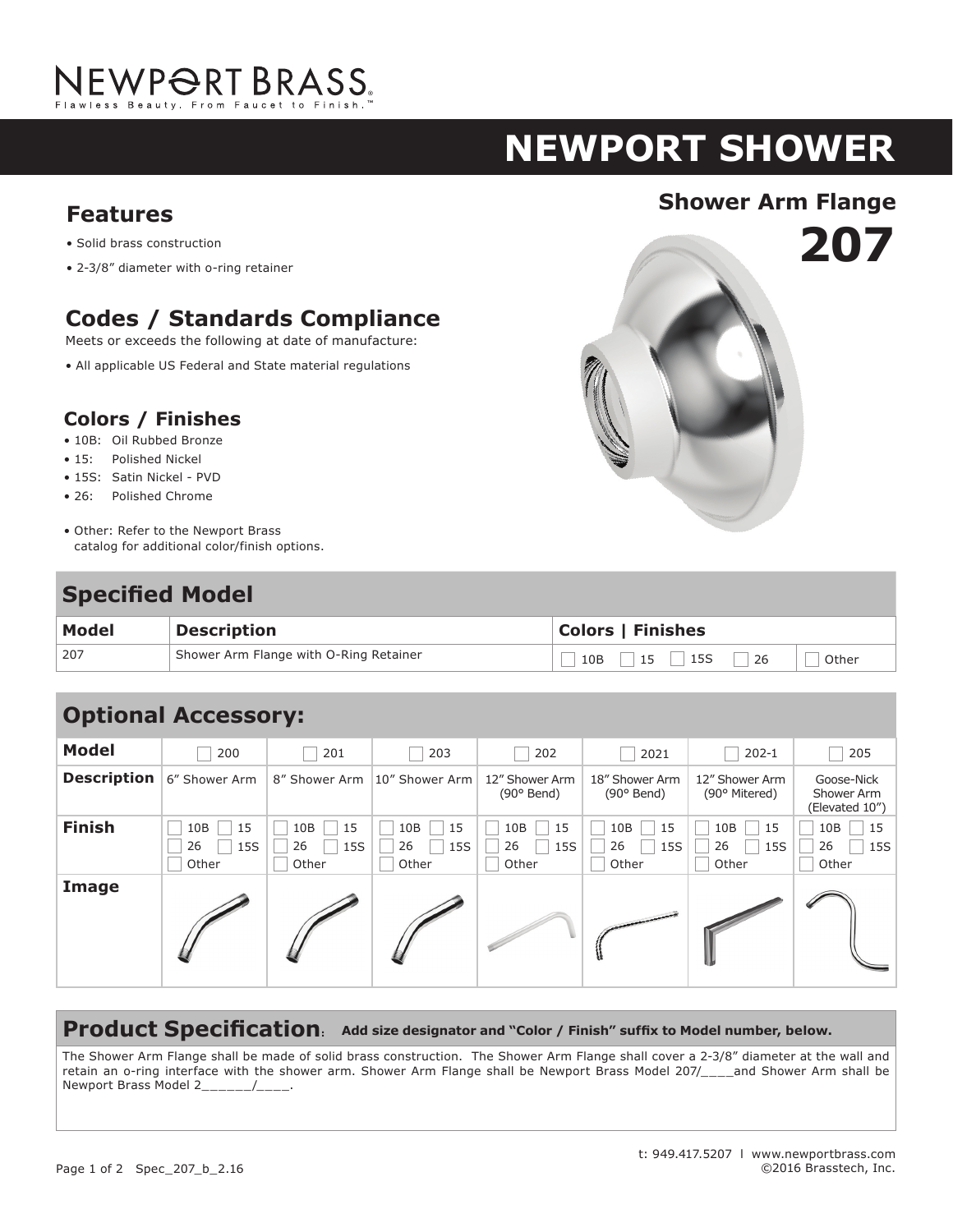NEWPORT BRASS
Flawless Beauty. From Faucet to Finish.™

# NEWPORT SHOWER

## Shower Arm Flange

# 207

## Features

- Solid brass construction
- 2-3/8" diameter with o-ring retainer

## Codes / Standards Compliance

Meets or exceeds the following at date of manufacture:

- All applicable US Federal and State material regulations

## Colors / Finishes

- 10B: Oil Rubbed Bronze
- 15: Polished Nickel
- 15S: Satin Nickel - PVD
- 26: Polished Chrome
- Other: Refer to the Newport Brass catalog for additional color/finish options.

## Specified Model

| Model | Description | Colors \| Finishes | |
|---|---|---|---|
| 207 | Shower Arm Flange with O-Ring Retainer | ☐ 10B ☐ 15 ☐ 15S ☐ 26 | ☐ Other |

## Optional Accessory:

| Model | ☐ 200 | ☐ 201 | ☐ 203 | ☐ 202 | ☐ 2021 | ☐ 202-1 | ☐ 205 |
|---|---|---|---|---|---|---|---|
| Description | 6" Shower Arm | 8" Shower Arm | 10" Shower Arm | 12" Shower Arm (90° Bend) | 18" Shower Arm (90° Bend) | 12" Shower Arm (90° Mitered) | Goose-Nick Shower Arm (Elevated 10") |
| Finish | ☐ 10B ☐ 15 ☐ 26 ☐ 15S ☐ Other | ☐ 10B ☐ 15 ☐ 26 ☐ 15S ☐ Other | ☐ 10B ☐ 15 ☐ 26 ☐ 15S ☐ Other | ☐ 10B ☐ 15 ☐ 26 ☐ 15S ☐ Other | ☐ 10B ☐ 15 ☐ 26 ☐ 15S ☐ Other | ☐ 10B ☐ 15 ☐ 26 ☐ 15S ☐ Other | ☐ 10B ☐ 15 ☐ 26 ☐ 15S ☐ Other |
| Image | | | | | | | |

## Product Specification: **Add size designator and "Color / Finish" suffix to Model number, below.**

The Shower Arm Flange shall be made of solid brass construction. The Shower Arm Flange shall cover a 2-3/8" diameter at the wall and retain an o-ring interface with the shower arm. Shower Arm Flange shall be Newport Brass Model 207/____and Shower Arm shall be Newport Brass Model 2______/____.

t: 949.417.5207 l www.newportbrass.com
©2016 Brasstech, Inc.

Spec_207_b_2.16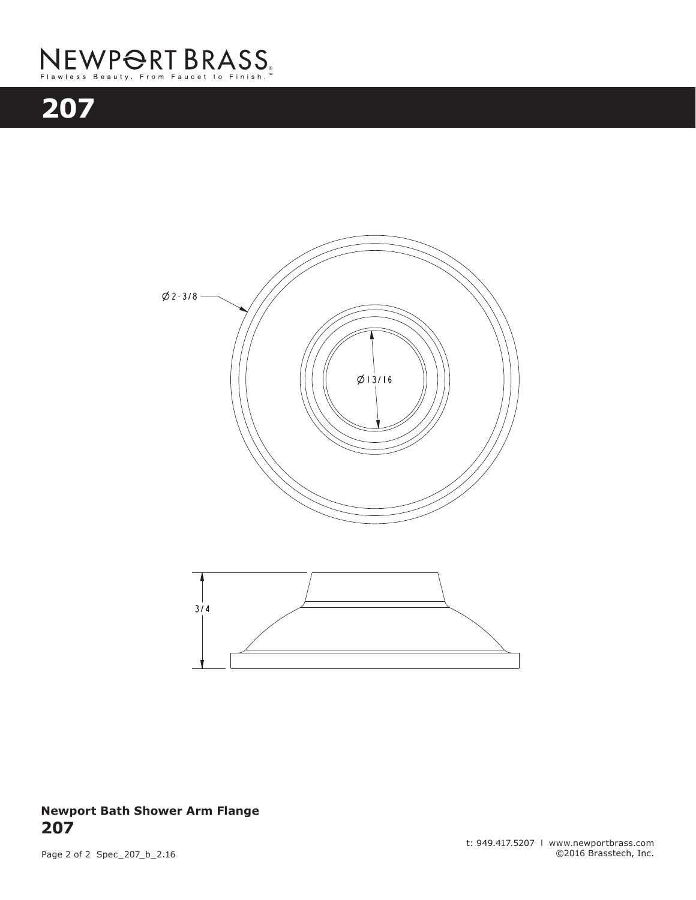NEWPORT BRASS
Flawless Beauty. From Faucet to Finish.™

# 207

Ø2-3/8

Ø13/16

3/4

**Newport Bath Shower Arm Flange**
**207**

t: 949.417.5207 l www.newportbrass.com
©2016 Brasstech, Inc.

Spec_207_b_2.16